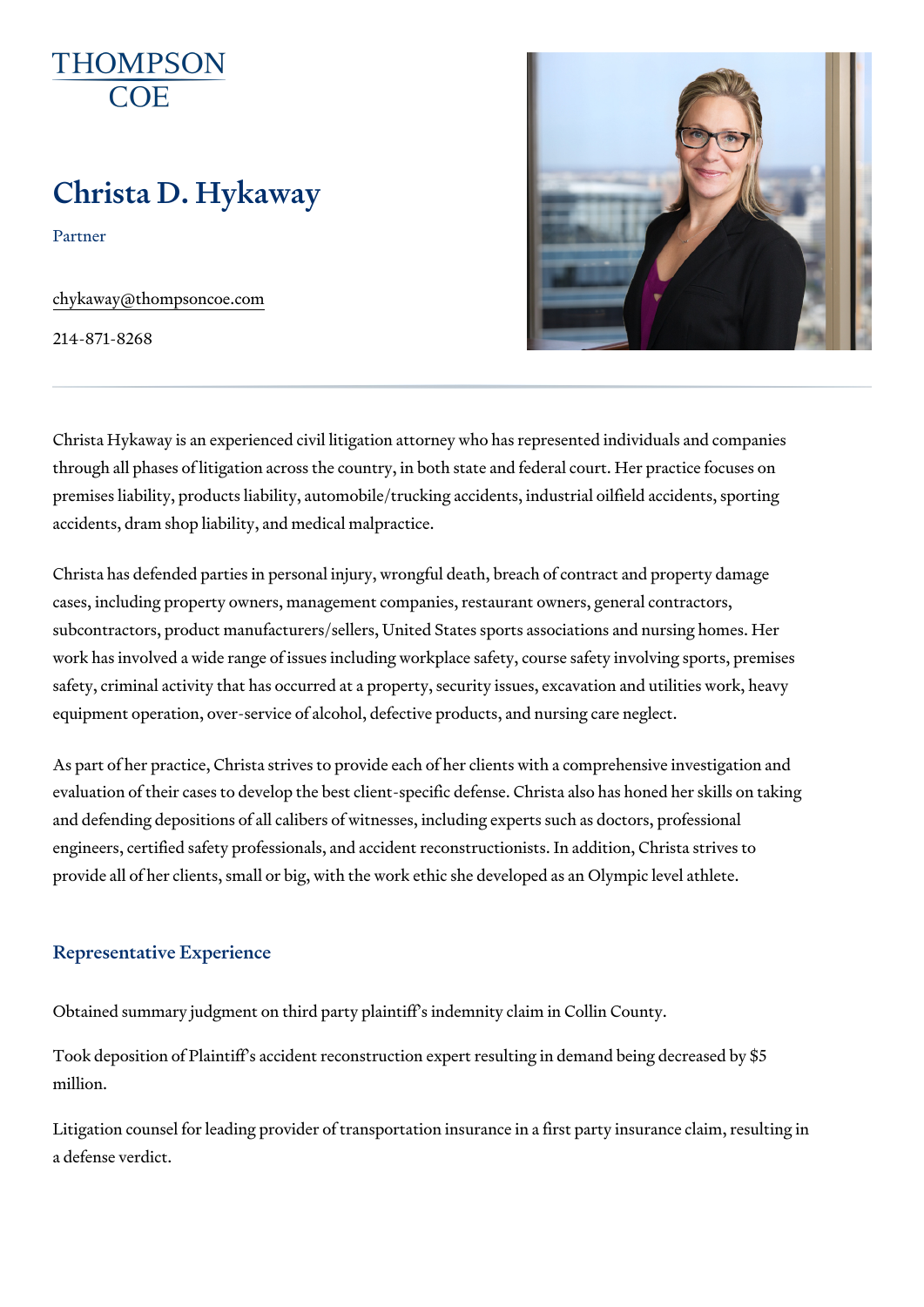THOMPSON COE

# Christa D. Hykaway

Partner

chykaway@thompsoncoe.com

214-871-8268

Christa Hykaway is an experienced civil litigation attorney who has represented individuals and companies through all phases of litigation across the country, in both state and federal court. Her practice focuses on premises liability, products liability, automobile/trucking accidents, industrial oilfield accidents, sporting accidents, dram shop liability, and medical malpractice.

Christa has defended parties in personal injury, wrongful death, breach of contract and property damage cases, including property owners, management companies, restaurant owners, general contractors, subcontractors, product manufacturers/sellers, United States sports associations and nursing homes. Her work has involved a wide range of issues including workplace safety, course safety involving sports, premises safety, criminal activity that has occurred at a property, security issues, excavation and utilities work, heavy equipment operation, over-service of alcohol, defective products, and nursing care neglect.

As part of her practice, Christa strives to provide each of her clients with a comprehensive investigation and evaluation of their cases to develop the best client-specific defense. Christa also has honed her skills on taking and defending depositions of all calibers of witnesses, including experts such as doctors, professional engineers, certified safety professionals, and accident reconstructionists. In addition, Christa strives to provide all of her clients, small or big, with the work ethic she developed as an Olympic level athlete.

## Representative Experience

Obtained summary judgment on third party plaintiff's indemnity claim in Collin County.

Took deposition of Plaintiff's accident reconstruction expert resulting in demand being decreased by $5 million.

Litigation counsel for leading provider of transportation insurance in a first party insurance claim, resulting in a defense verdict.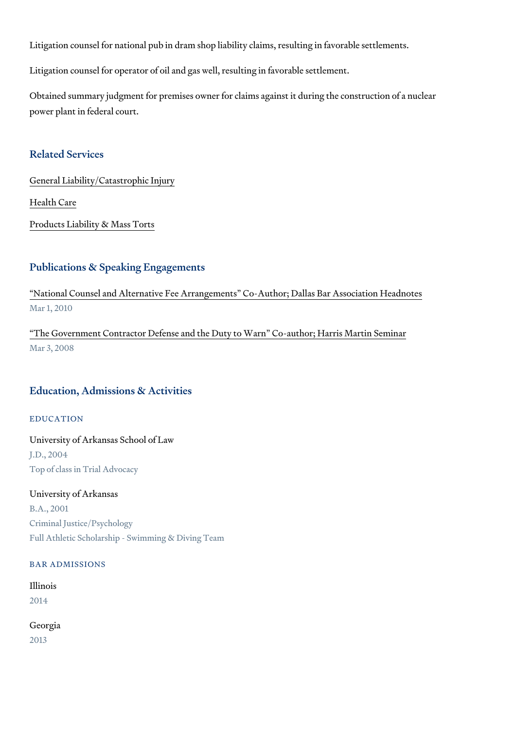Litigation counsel for national pub in dram shop liability claims, resulting in favorable settlements.

Litigation counsel for operator of oil and gas well, resulting in favorable settlement.

Obtained summary judgment for premises owner for claims against it during the construction of a nuclear power plant in federal court.

## Related Services

General Liability/Catastrophic Injury

Health Care

Products Liability & Mass Torts

## Publications & Speaking Engagements

"National Counsel and Alternative Fee Arrangements" Co-Author; Dallas Bar Association Headnotes
Mar 1, 2010

"The Government Contractor Defense and the Duty to Warn" Co-author; Harris Martin Seminar
Mar 3, 2008

## Education, Admissions & Activities

### EDUCATION

University of Arkansas School of Law
J.D., 2004
Top of class in Trial Advocacy

University of Arkansas
B.A., 2001
Criminal Justice/Psychology
Full Athletic Scholarship - Swimming & Diving Team

### BAR ADMISSIONS

Illinois
2014

Georgia
2013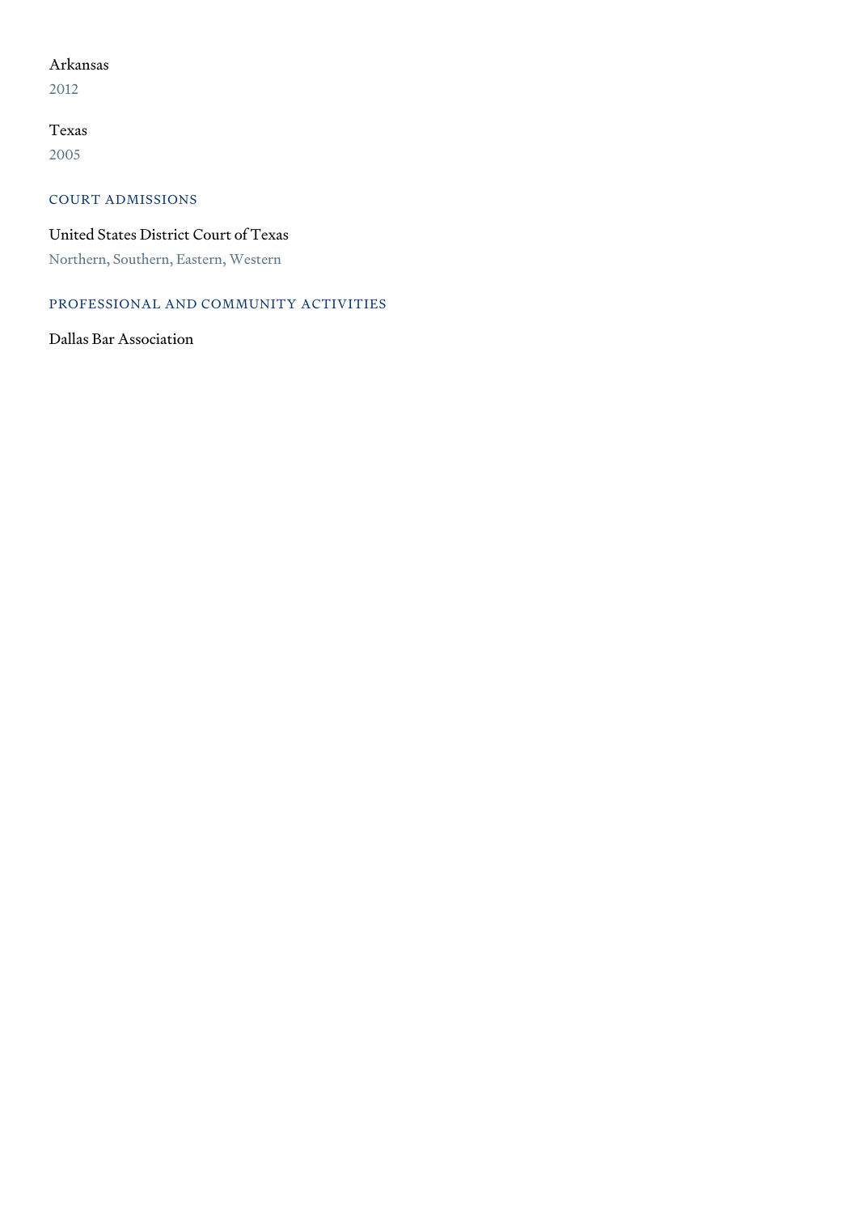Arkansas

2012

Texas

2005

## COURT ADMISSIONS

United States District Court of Texas

Northern, Southern, Eastern, Western

## PROFESSIONAL AND COMMUNITY ACTIVITIES

Dallas Bar Association